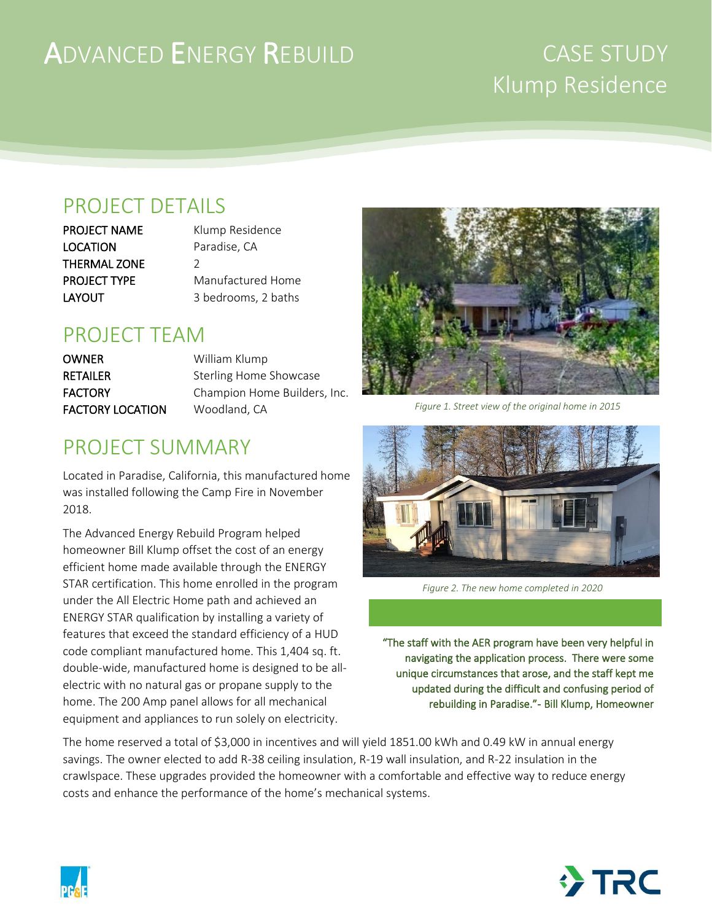# ADVANCED ENERGY REBUILD

## CASE STUDY
## Klump Residence

## PROJECT DETAILS

| | |
|---|---|
| **PROJECT NAME** | Klump Residence |
| **LOCATION** | Paradise, CA |
| **THERMAL ZONE** | 2 |
| **PROJECT TYPE** | Manufactured Home |
| **LAYOUT** | 3 bedrooms, 2 baths |

## PROJECT TEAM

| | |
|---|---|
| **OWNER** | William Klump |
| **RETAILER** | Sterling Home Showcase |
| **FACTORY** | Champion Home Builders, Inc. |
| **FACTORY LOCATION** | Woodland, CA |

*Figure 1. Street view of the original home in 2015*

*Figure 2. The new home completed in 2020*

## PROJECT SUMMARY

Located in Paradise, California, this manufactured home was installed following the Camp Fire in November 2018.

The Advanced Energy Rebuild Program helped homeowner Bill Klump offset the cost of an energy efficient home made available through the ENERGY STAR certification. This home enrolled in the program under the All Electric Home path and achieved an ENERGY STAR qualification by installing a variety of features that exceed the standard efficiency of a HUD code compliant manufactured home. This 1,404 sq. ft. double-wide, manufactured home is designed to be all-electric with no natural gas or propane supply to the home. The 200 Amp panel allows for all mechanical equipment and appliances to run solely on electricity.

"The staff with the AER program have been very helpful in navigating the application process. There were some unique circumstances that arose, and the staff kept me updated during the difficult and confusing period of rebuilding in Paradise."- Bill Klump, Homeowner

The home reserved a total of $3,000 in incentives and will yield 1851.00 kWh and 0.49 kW in annual energy savings. The owner elected to add R-38 ceiling insulation, R-19 wall insulation, and R-22 insulation in the crawlspace. These upgrades provided the homeowner with a comfortable and effective way to reduce energy costs and enhance the performance of the home's mechanical systems.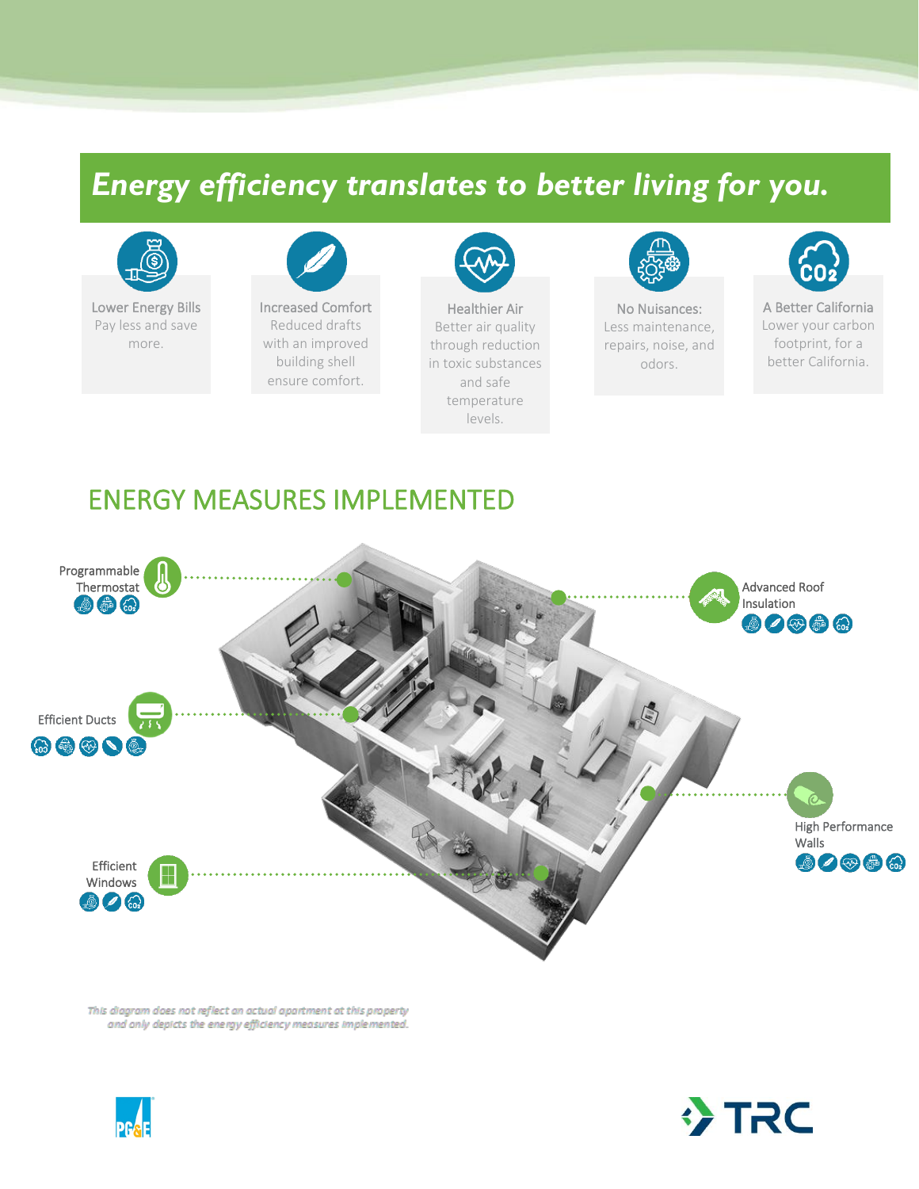# *Energy efficiency translates to better living for you.*

**Lower Energy Bills**
Pay less and save more.

**Increased Comfort**
Reduced drafts with an improved building shell ensure comfort.

**Healthier Air**
Better air quality through reduction in toxic substances and safe temperature levels.

**No Nuisances:**
Less maintenance, repairs, noise, and odors.

**A Better California**
Lower your carbon footprint, for a better California.

## ENERGY MEASURES IMPLEMENTED

- Programmable Thermostat
- Advanced Roof Insulation
- Efficient Ducts
- High Performance Walls
- Efficient Windows

*This diagram does not reflect an actual apartment at this property and only depicts the energy efficiency measures implemented.*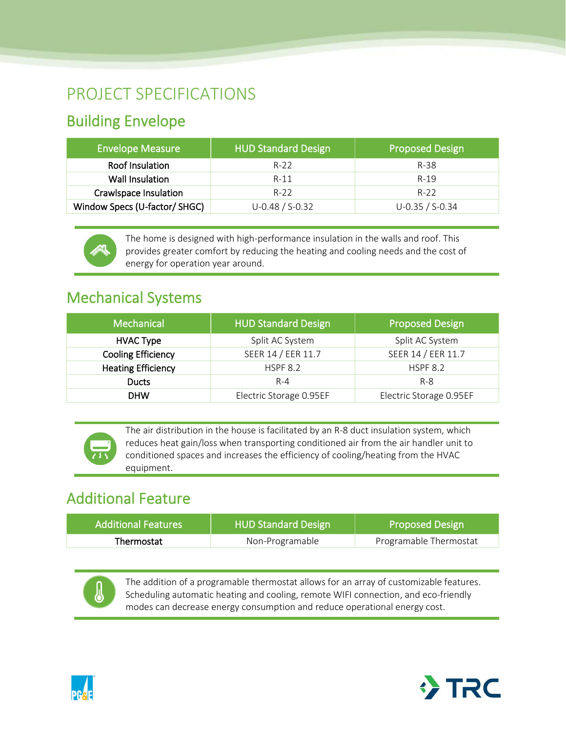# PROJECT SPECIFICATIONS

## Building Envelope

| Envelope Measure | HUD Standard Design | Proposed Design |
|---|---|---|
| Roof Insulation | R-22 | R-38 |
| Wall Insulation | R-11 | R-19 |
| Crawlspace Insulation | R-22 | R-22 |
| Window Specs (U-factor/ SHGC) | U-0.48 / S-0.32 | U-0.35 / S-0.34 |

The home is designed with high-performance insulation in the walls and roof. This provides greater comfort by reducing the heating and cooling needs and the cost of energy for operation year around.

## Mechanical Systems

| Mechanical | HUD Standard Design | Proposed Design |
|---|---|---|
| HVAC Type | Split AC System | Split AC System |
| Cooling Efficiency | SEER 14 / EER 11.7 | SEER 14 / EER 11.7 |
| Heating Efficiency | HSPF 8.2 | HSPF 8.2 |
| Ducts | R-4 | R-8 |
| DHW | Electric Storage 0.95EF | Electric Storage 0.95EF |

The air distribution in the house is facilitated by an R-8 duct insulation system, which reduces heat gain/loss when transporting conditioned air from the air handler unit to conditioned spaces and increases the efficiency of cooling/heating from the HVAC equipment.

## Additional Feature

| Additional Features | HUD Standard Design | Proposed Design |
|---|---|---|
| Thermostat | Non-Programable | Programable Thermostat |

The addition of a programable thermostat allows for an array of customizable features. Scheduling automatic heating and cooling, remote WIFI connection, and eco-friendly modes can decrease energy consumption and reduce operational energy cost.